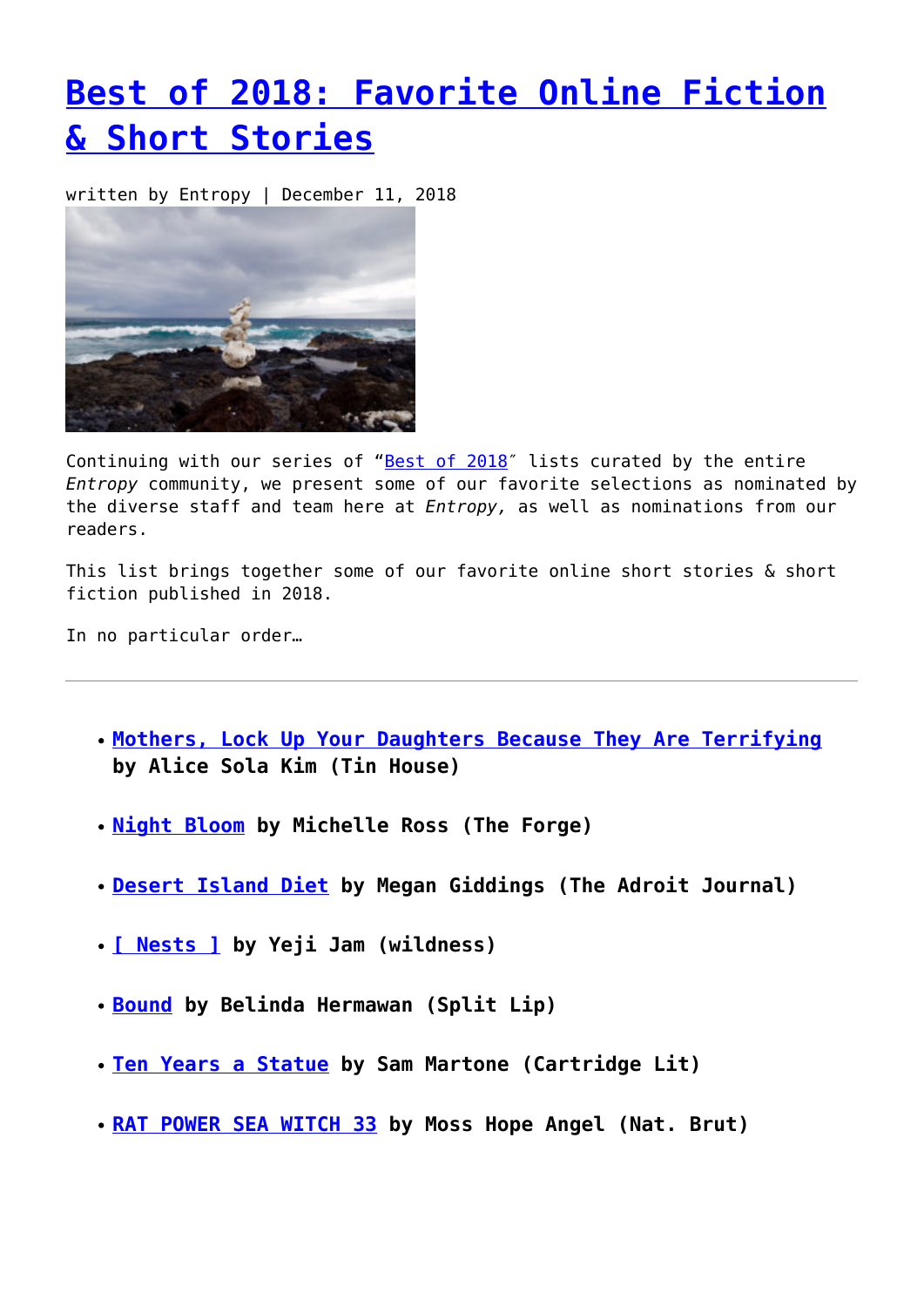# Best of 2018: Favorite Online Fiction & Short Stories

written by Entropy | December 11, 2018

Continuing with our series of "Best of 2018″ lists curated by the entire *Entropy* community, we present some of our favorite selections as nominated by the diverse staff and team here at *Entropy,* as well as nominations from our readers.

This list brings together some of our favorite online short stories & short fiction published in 2018.

In no particular order…

---

- **Mothers, Lock Up Your Daughters Because They Are Terrifying by Alice Sola Kim (Tin House)**
- **Night Bloom by Michelle Ross (The Forge)**
- **Desert Island Diet by Megan Giddings (The Adroit Journal)**
- **[ Nests ] by Yeji Jam (wildness)**
- **Bound by Belinda Hermawan (Split Lip)**
- **Ten Years a Statue by Sam Martone (Cartridge Lit)**
- **RAT POWER SEA WITCH 33 by Moss Hope Angel (Nat. Brut)**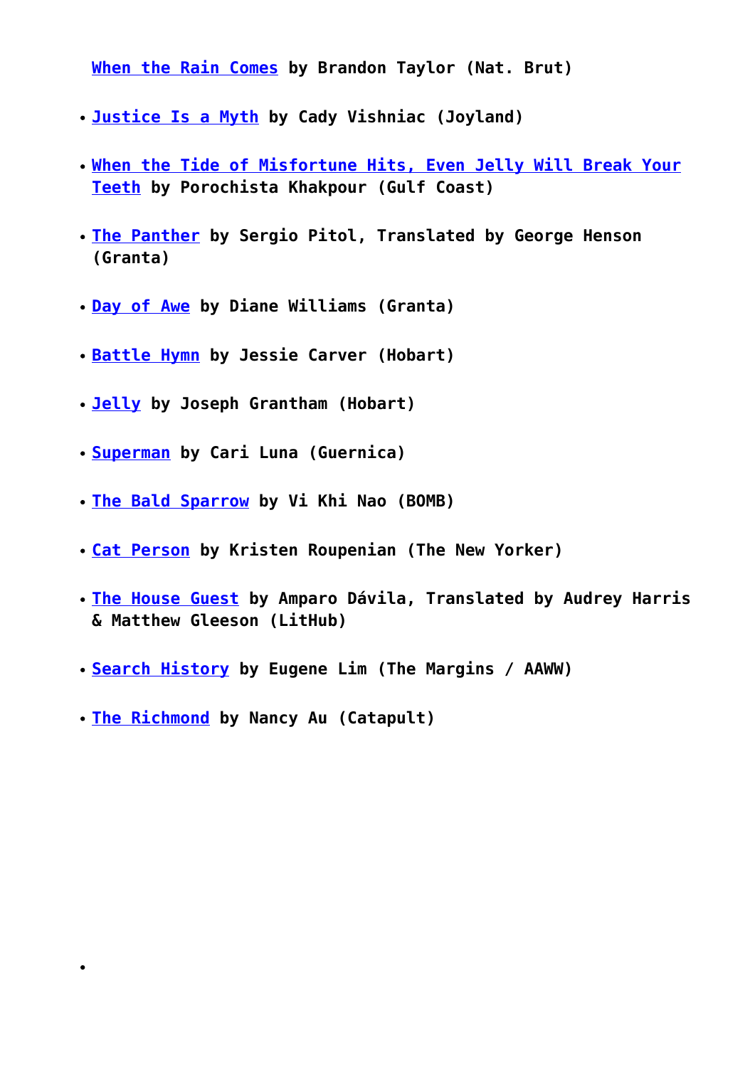**When the Rain Comes by Brandon Taylor (Nat. Brut)**

- **Justice Is a Myth by Cady Vishniac (Joyland)**
- **When the Tide of Misfortune Hits, Even Jelly Will Break Your Teeth by Porochista Khakpour (Gulf Coast)**
- **The Panther by Sergio Pitol, Translated by George Henson (Granta)**
- **Day of Awe by Diane Williams (Granta)**
- **Battle Hymn by Jessie Carver (Hobart)**
- **Jelly by Joseph Grantham (Hobart)**
- **Superman by Cari Luna (Guernica)**
- **The Bald Sparrow by Vi Khi Nao (BOMB)**
- **Cat Person by Kristen Roupenian (The New Yorker)**
- **The House Guest by Amparo Dávila, Translated by Audrey Harris & Matthew Gleeson (LitHub)**
- **Search History by Eugene Lim (The Margins / AAWW)**
- **The Richmond by Nancy Au (Catapult)**